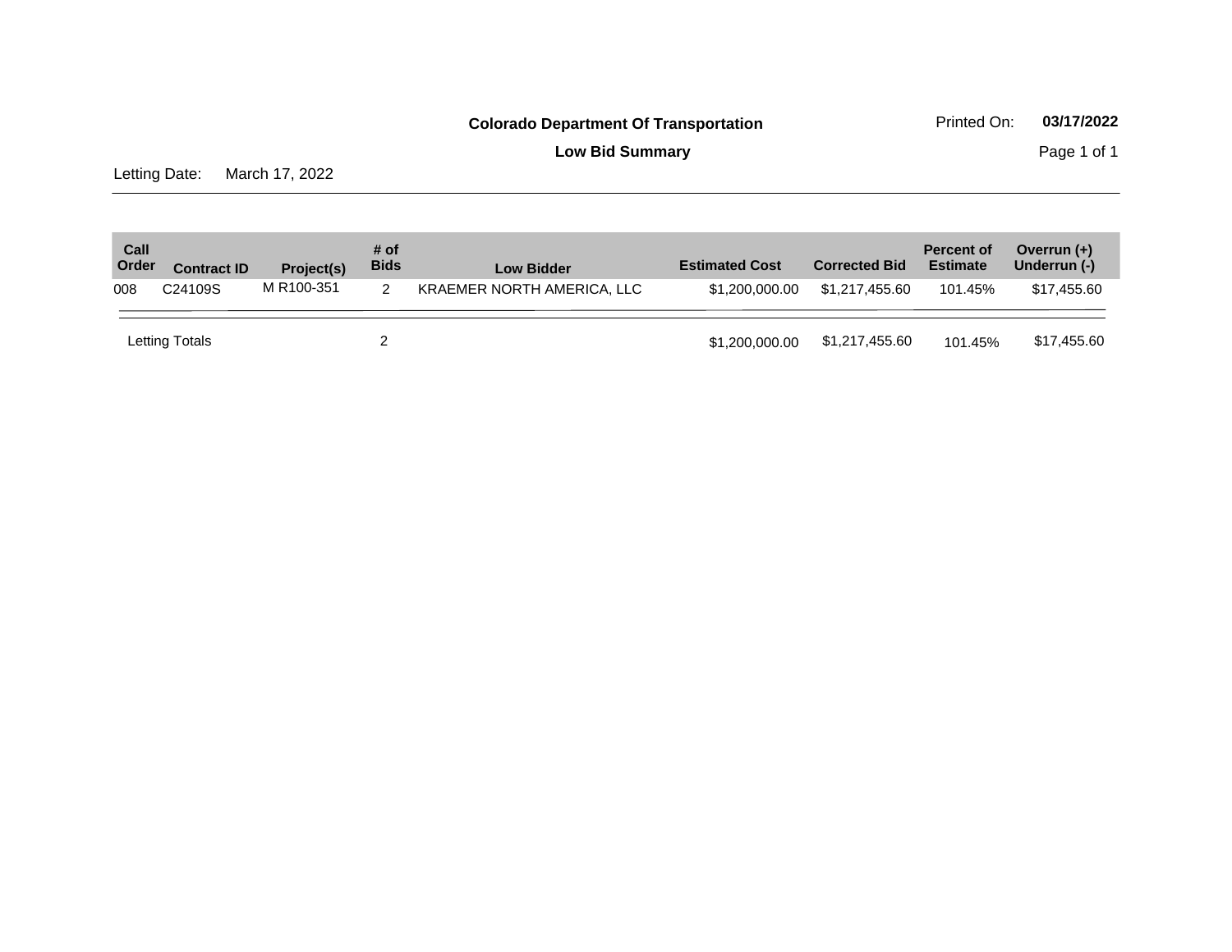**Colorado Department Of Transportation**

**Low Bid Summary**

Printed On: **03/17/2022**

Letting Date: March 17, 2022

| Call Order | Contract ID | Project(s) | # of Bids | Low Bidder | Estimated Cost | Corrected Bid | Percent of Estimate | Overrun (+) Underrun (-) |
|---|---|---|---|---|---|---|---|---|
| 008 | C24109S | M R100-351 | 2 | KRAEMER NORTH AMERICA, LLC | $1,200,000.00 | $1,217,455.60 | 101.45% | $17,455.60 |
| Letting Totals | | | 2 | | $1,200,000.00 | $1,217,455.60 | 101.45% | $17,455.60 |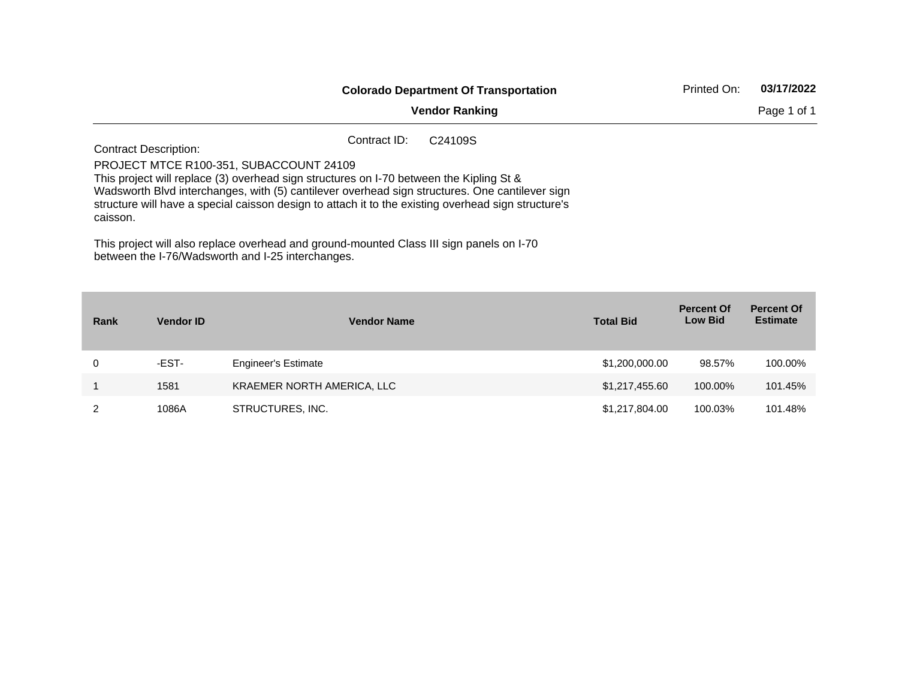**Colorado Department Of Transportation**

**Vendor Ranking**

Printed On: **03/17/2022**

Contract ID: C24109S

Contract Description:

PROJECT MTCE R100-351, SUBACCOUNT 24109
This project will replace (3) overhead sign structures on I-70 between the Kipling St & Wadsworth Blvd interchanges, with (5) cantilever overhead sign structures. One cantilever sign structure will have a special caisson design to attach it to the existing overhead sign structure's caisson.

This project will also replace overhead and ground-mounted Class III sign panels on I-70 between the I-76/Wadsworth and I-25 interchanges.

| Rank | Vendor ID | Vendor Name | Total Bid | Percent Of Low Bid | Percent Of Estimate |
|---|---|---|---|---|---|
| 0 | -EST- | Engineer's Estimate | $1,200,000.00 | 98.57% | 100.00% |
| 1 | 1581 | KRAEMER NORTH AMERICA, LLC | $1,217,455.60 | 100.00% | 101.45% |
| 2 | 1086A | STRUCTURES, INC. | $1,217,804.00 | 100.03% | 101.48% |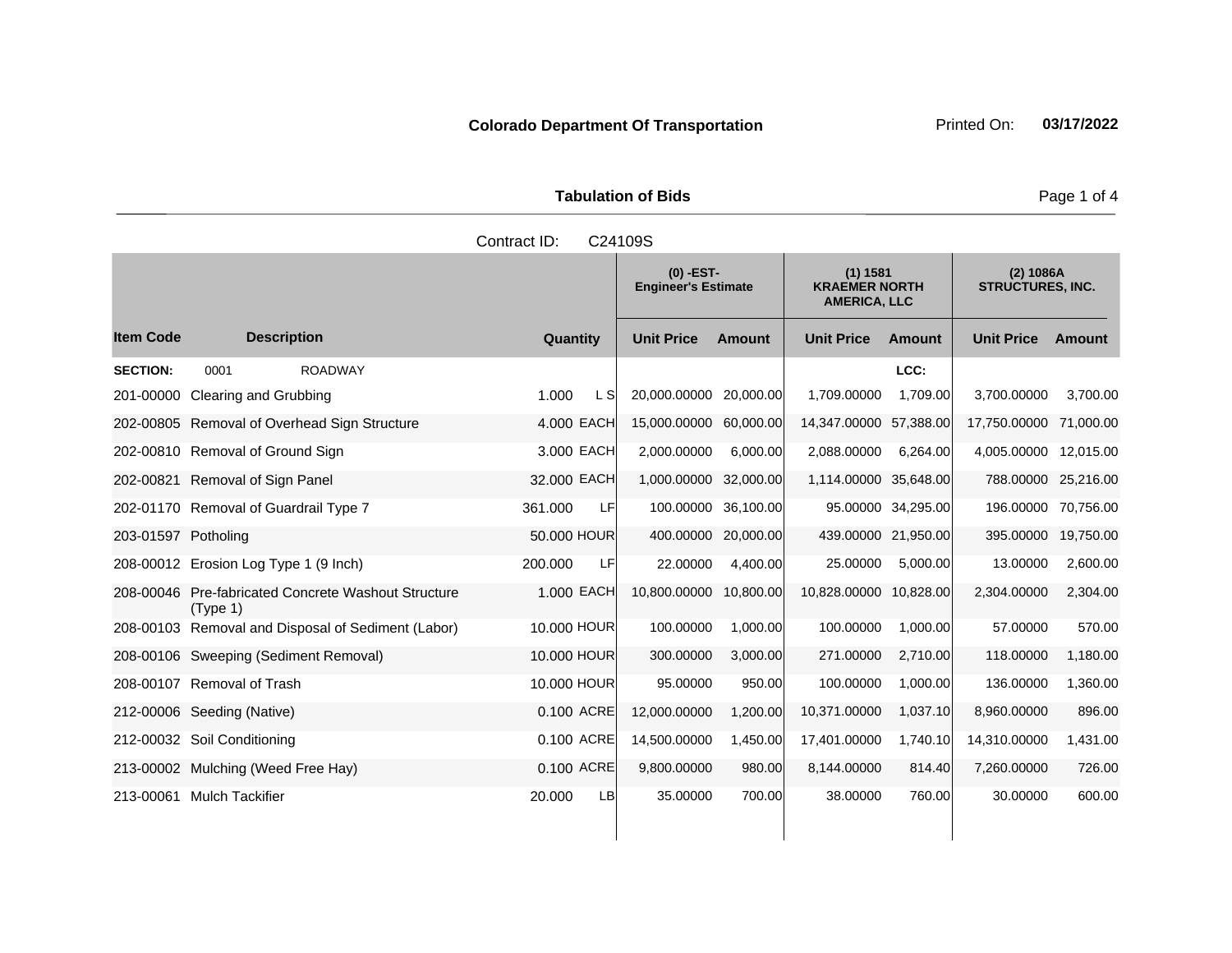**Colorado Department Of Transportation** Printed On: **03/17/2022**

**Tabulation of Bids**

Contract ID: C24109S

| Item Code | Description | Quantity | | (0) -EST- Engineer's Estimate | | (1) 1581 KRAEMER NORTH AMERICA, LLC | | (2) 1086A STRUCTURES, INC. | |
|---|---|---|---|---|---|---|---|---|---|
| | | | | Unit Price | Amount | Unit Price | Amount | Unit Price | Amount |
| **SECTION:** | 0001 ROADWAY | | | | | | LCC: | | |
| 201-00000 | Clearing and Grubbing | 1.000 | L S | 20,000.00000 | 20,000.00 | 1,709.00000 | 1,709.00 | 3,700.00000 | 3,700.00 |
| 202-00805 | Removal of Overhead Sign Structure | 4.000 | EACH | 15,000.00000 | 60,000.00 | 14,347.00000 | 57,388.00 | 17,750.00000 | 71,000.00 |
| 202-00810 | Removal of Ground Sign | 3.000 | EACH | 2,000.00000 | 6,000.00 | 2,088.00000 | 6,264.00 | 4,005.00000 | 12,015.00 |
| 202-00821 | Removal of Sign Panel | 32.000 | EACH | 1,000.00000 | 32,000.00 | 1,114.00000 | 35,648.00 | 788.00000 | 25,216.00 |
| 202-01170 | Removal of Guardrail Type 7 | 361.000 | LF | 100.00000 | 36,100.00 | 95.00000 | 34,295.00 | 196.00000 | 70,756.00 |
| 203-01597 | Potholing | 50.000 | HOUR | 400.00000 | 20,000.00 | 439.00000 | 21,950.00 | 395.00000 | 19,750.00 |
| 208-00012 | Erosion Log Type 1 (9 Inch) | 200.000 | LF | 22.00000 | 4,400.00 | 25.00000 | 5,000.00 | 13.00000 | 2,600.00 |
| 208-00046 | Pre-fabricated Concrete Washout Structure (Type 1) | 1.000 | EACH | 10,800.00000 | 10,800.00 | 10,828.00000 | 10,828.00 | 2,304.00000 | 2,304.00 |
| 208-00103 | Removal and Disposal of Sediment (Labor) | 10.000 | HOUR | 100.00000 | 1,000.00 | 100.00000 | 1,000.00 | 57.00000 | 570.00 |
| 208-00106 | Sweeping (Sediment Removal) | 10.000 | HOUR | 300.00000 | 3,000.00 | 271.00000 | 2,710.00 | 118.00000 | 1,180.00 |
| 208-00107 | Removal of Trash | 10.000 | HOUR | 95.00000 | 950.00 | 100.00000 | 1,000.00 | 136.00000 | 1,360.00 |
| 212-00006 | Seeding (Native) | 0.100 | ACRE | 12,000.00000 | 1,200.00 | 10,371.00000 | 1,037.10 | 8,960.00000 | 896.00 |
| 212-00032 | Soil Conditioning | 0.100 | ACRE | 14,500.00000 | 1,450.00 | 17,401.00000 | 1,740.10 | 14,310.00000 | 1,431.00 |
| 213-00002 | Mulching (Weed Free Hay) | 0.100 | ACRE | 9,800.00000 | 980.00 | 8,144.00000 | 814.40 | 7,260.00000 | 726.00 |
| 213-00061 | Mulch Tackifier | 20.000 | LB | 35.00000 | 700.00 | 38.00000 | 760.00 | 30.00000 | 600.00 |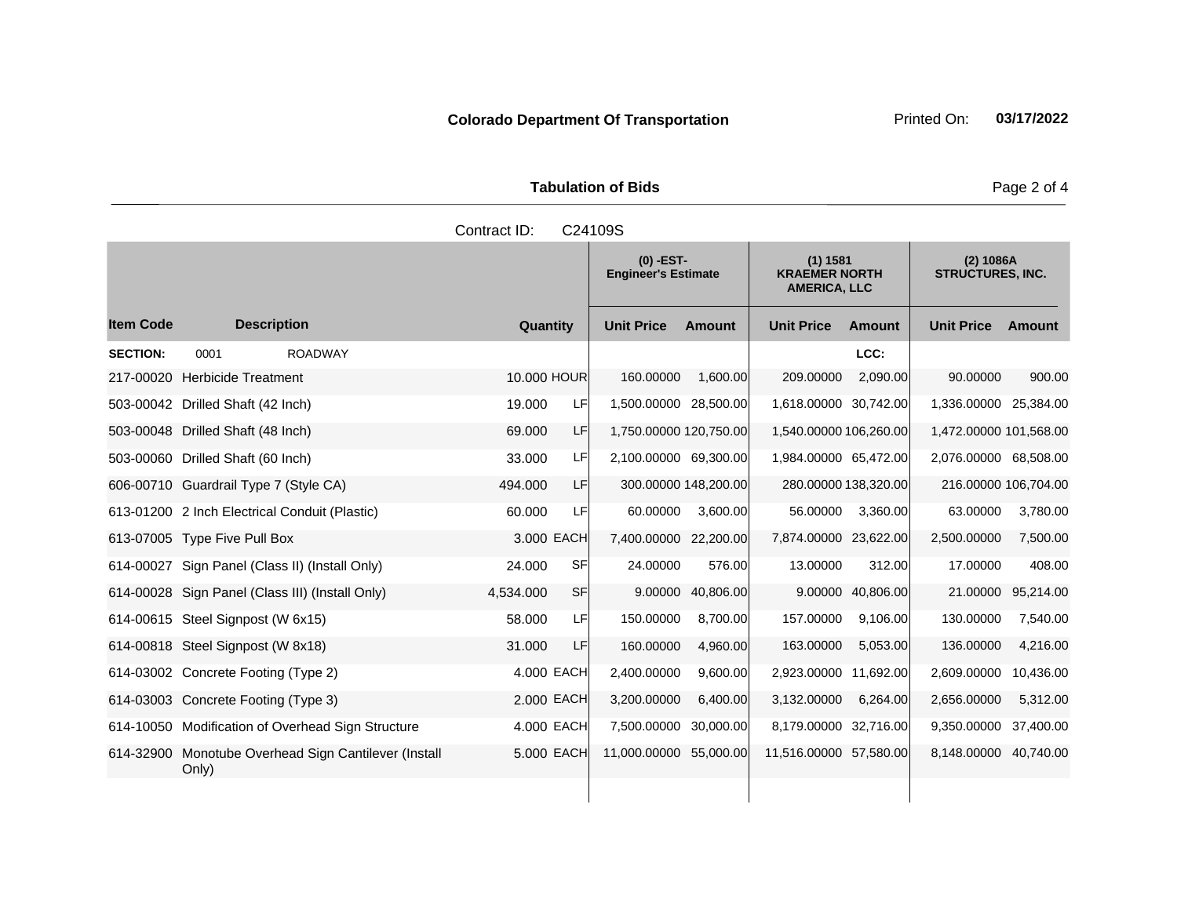**Colorado Department Of Transportation** Printed On: **03/17/2022**

**Tabulation of Bids**

Contract ID: C24109S

| Item Code | Description | Quantity | | (0) -EST- Engineer's Estimate | | (1) 1581 KRAEMER NORTH AMERICA, LLC | | (2) 1086A STRUCTURES, INC. | |
|---|---|---|---|---|---|---|---|---|---|
| | | | | Unit Price | Amount | Unit Price | Amount | Unit Price | Amount |
| **SECTION:** | 0001 ROADWAY | | | | | | LCC: | | |
| 217-00020 | Herbicide Treatment | 10.000 | HOUR | 160.00000 | 1,600.00 | 209.00000 | 2,090.00 | 90.00000 | 900.00 |
| 503-00042 | Drilled Shaft (42 Inch) | 19.000 | LF | 1,500.00000 | 28,500.00 | 1,618.00000 | 30,742.00 | 1,336.00000 | 25,384.00 |
| 503-00048 | Drilled Shaft (48 Inch) | 69.000 | LF | 1,750.00000 | 120,750.00 | 1,540.00000 | 106,260.00 | 1,472.00000 | 101,568.00 |
| 503-00060 | Drilled Shaft (60 Inch) | 33.000 | LF | 2,100.00000 | 69,300.00 | 1,984.00000 | 65,472.00 | 2,076.00000 | 68,508.00 |
| 606-00710 | Guardrail Type 7 (Style CA) | 494.000 | LF | 300.00000 | 148,200.00 | 280.00000 | 138,320.00 | 216.00000 | 106,704.00 |
| 613-01200 | 2 Inch Electrical Conduit (Plastic) | 60.000 | LF | 60.00000 | 3,600.00 | 56.00000 | 3,360.00 | 63.00000 | 3,780.00 |
| 613-07005 | Type Five Pull Box | 3.000 | EACH | 7,400.00000 | 22,200.00 | 7,874.00000 | 23,622.00 | 2,500.00000 | 7,500.00 |
| 614-00027 | Sign Panel (Class II) (Install Only) | 24.000 | SF | 24.00000 | 576.00 | 13.00000 | 312.00 | 17.00000 | 408.00 |
| 614-00028 | Sign Panel (Class III) (Install Only) | 4,534.000 | SF | 9.00000 | 40,806.00 | 9.00000 | 40,806.00 | 21.00000 | 95,214.00 |
| 614-00615 | Steel Signpost (W 6x15) | 58.000 | LF | 150.00000 | 8,700.00 | 157.00000 | 9,106.00 | 130.00000 | 7,540.00 |
| 614-00818 | Steel Signpost (W 8x18) | 31.000 | LF | 160.00000 | 4,960.00 | 163.00000 | 5,053.00 | 136.00000 | 4,216.00 |
| 614-03002 | Concrete Footing (Type 2) | 4.000 | EACH | 2,400.00000 | 9,600.00 | 2,923.00000 | 11,692.00 | 2,609.00000 | 10,436.00 |
| 614-03003 | Concrete Footing (Type 3) | 2.000 | EACH | 3,200.00000 | 6,400.00 | 3,132.00000 | 6,264.00 | 2,656.00000 | 5,312.00 |
| 614-10050 | Modification of Overhead Sign Structure | 4.000 | EACH | 7,500.00000 | 30,000.00 | 8,179.00000 | 32,716.00 | 9,350.00000 | 37,400.00 |
| 614-32900 | Monotube Overhead Sign Cantilever (Install Only) | 5.000 | EACH | 11,000.00000 | 55,000.00 | 11,516.00000 | 57,580.00 | 8,148.00000 | 40,740.00 |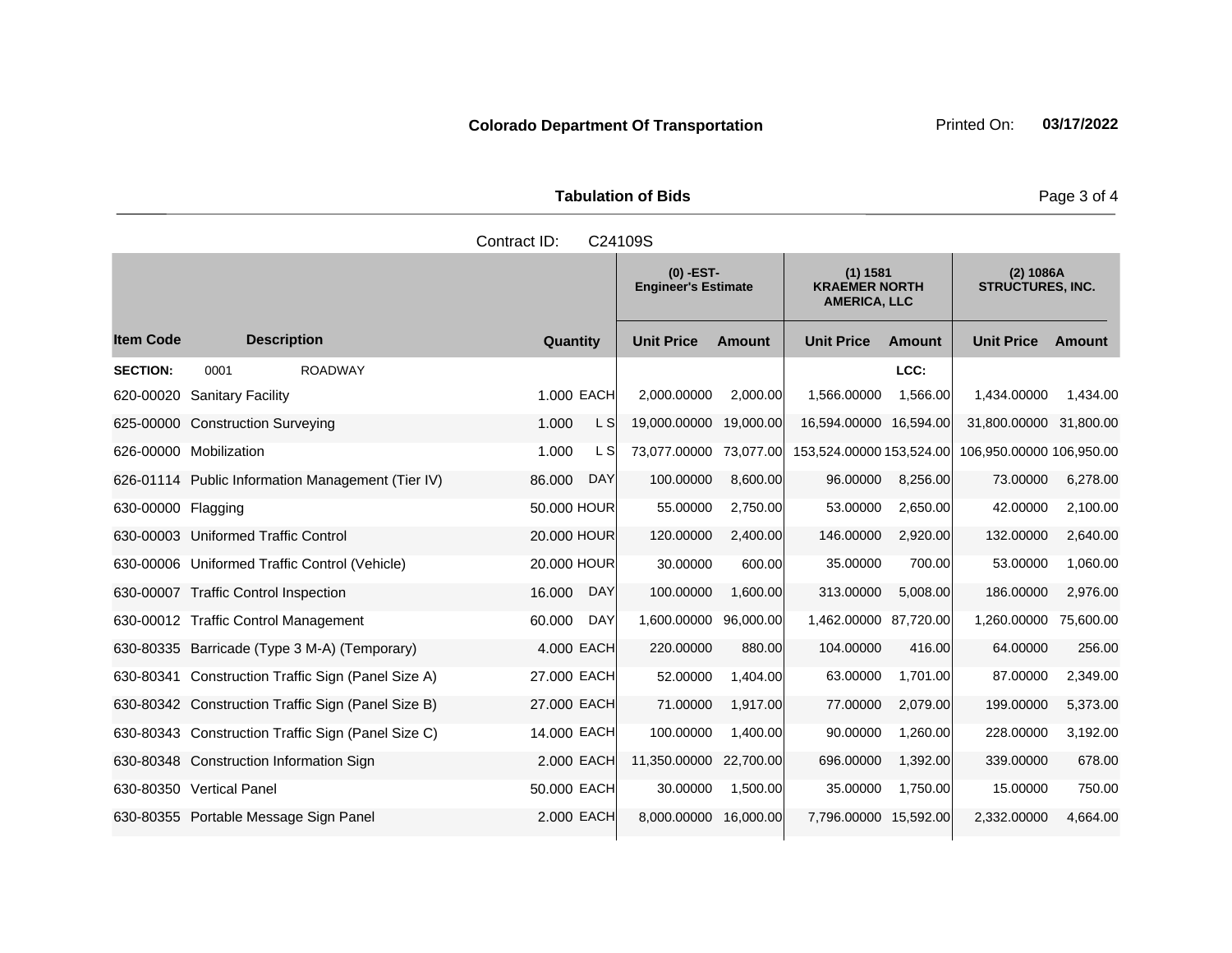**Colorado Department Of Transportation** Printed On: **03/17/2022**

**Tabulation of Bids**

Contract ID: C24109S

| Item Code | Description | Quantity | | (0) -EST- Engineer's Estimate | | (1) 1581 KRAEMER NORTH AMERICA, LLC | | (2) 1086A STRUCTURES, INC. | |
|---|---|---|---|---|---|---|---|---|---|
| | | | | Unit Price | Amount | Unit Price | Amount | Unit Price | Amount |
| **SECTION:** | 0001 ROADWAY | | | | | | LCC: | | |
| 620-00020 | Sanitary Facility | 1.000 | EACH | 2,000.00000 | 2,000.00 | 1,566.00000 | 1,566.00 | 1,434.00000 | 1,434.00 |
| 625-00000 | Construction Surveying | 1.000 | L S | 19,000.00000 | 19,000.00 | 16,594.00000 | 16,594.00 | 31,800.00000 | 31,800.00 |
| 626-00000 | Mobilization | 1.000 | L S | 73,077.00000 | 73,077.00 | 153,524.00000 | 153,524.00 | 106,950.00000 | 106,950.00 |
| 626-01114 | Public Information Management (Tier IV) | 86.000 | DAY | 100.00000 | 8,600.00 | 96.00000 | 8,256.00 | 73.00000 | 6,278.00 |
| 630-00000 | Flagging | 50.000 | HOUR | 55.00000 | 2,750.00 | 53.00000 | 2,650.00 | 42.00000 | 2,100.00 |
| 630-00003 | Uniformed Traffic Control | 20.000 | HOUR | 120.00000 | 2,400.00 | 146.00000 | 2,920.00 | 132.00000 | 2,640.00 |
| 630-00006 | Uniformed Traffic Control (Vehicle) | 20.000 | HOUR | 30.00000 | 600.00 | 35.00000 | 700.00 | 53.00000 | 1,060.00 |
| 630-00007 | Traffic Control Inspection | 16.000 | DAY | 100.00000 | 1,600.00 | 313.00000 | 5,008.00 | 186.00000 | 2,976.00 |
| 630-00012 | Traffic Control Management | 60.000 | DAY | 1,600.00000 | 96,000.00 | 1,462.00000 | 87,720.00 | 1,260.00000 | 75,600.00 |
| 630-80335 | Barricade (Type 3 M-A) (Temporary) | 4.000 | EACH | 220.00000 | 880.00 | 104.00000 | 416.00 | 64.00000 | 256.00 |
| 630-80341 | Construction Traffic Sign (Panel Size A) | 27.000 | EACH | 52.00000 | 1,404.00 | 63.00000 | 1,701.00 | 87.00000 | 2,349.00 |
| 630-80342 | Construction Traffic Sign (Panel Size B) | 27.000 | EACH | 71.00000 | 1,917.00 | 77.00000 | 2,079.00 | 199.00000 | 5,373.00 |
| 630-80343 | Construction Traffic Sign (Panel Size C) | 14.000 | EACH | 100.00000 | 1,400.00 | 90.00000 | 1,260.00 | 228.00000 | 3,192.00 |
| 630-80348 | Construction Information Sign | 2.000 | EACH | 11,350.00000 | 22,700.00 | 696.00000 | 1,392.00 | 339.00000 | 678.00 |
| 630-80350 | Vertical Panel | 50.000 | EACH | 30.00000 | 1,500.00 | 35.00000 | 1,750.00 | 15.00000 | 750.00 |
| 630-80355 | Portable Message Sign Panel | 2.000 | EACH | 8,000.00000 | 16,000.00 | 7,796.00000 | 15,592.00 | 2,332.00000 | 4,664.00 |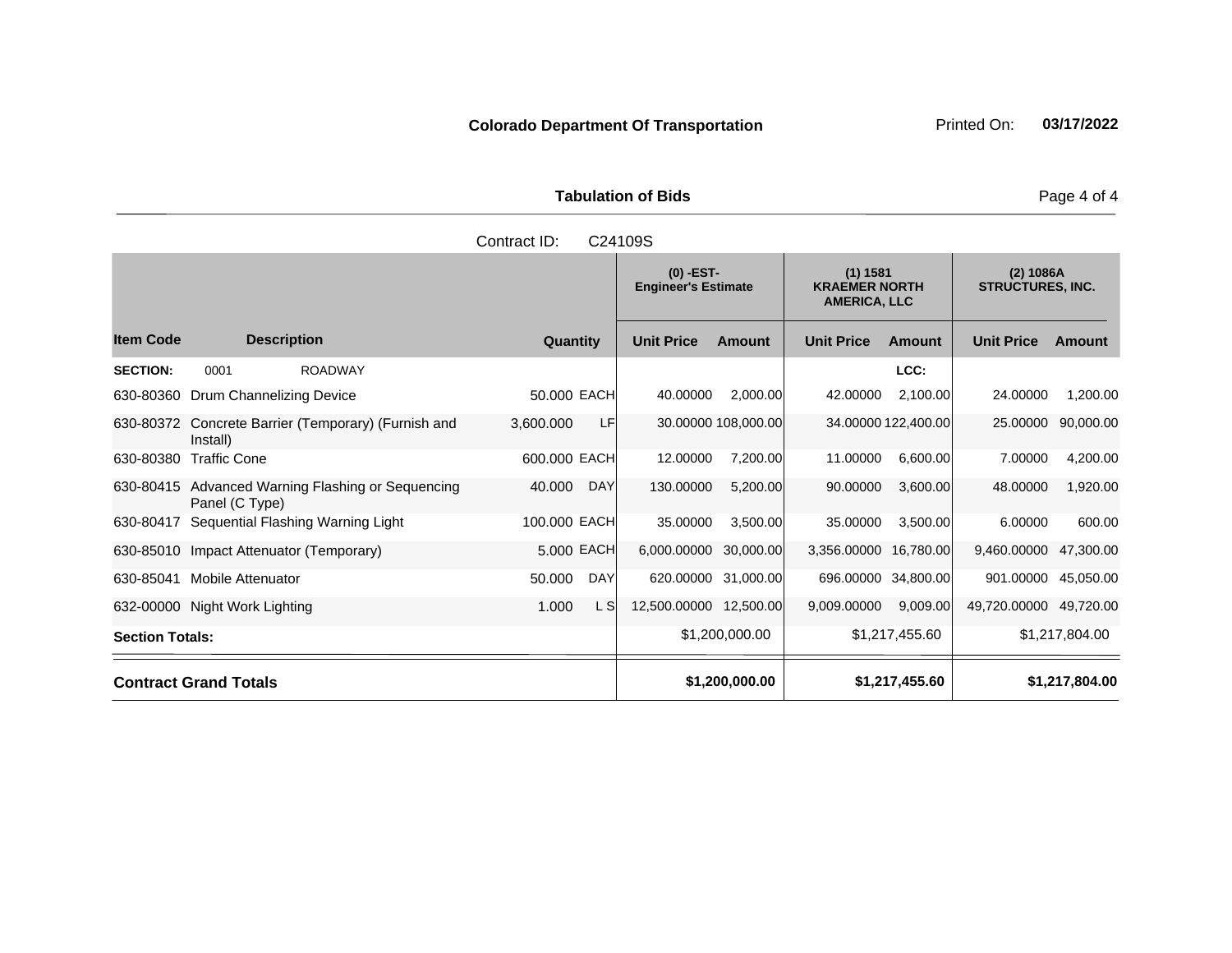**Colorado Department Of Transportation** Printed On: **03/17/2022**

**Tabulation of Bids**

Contract ID: C24109S

| | | | | (0) -EST- Engineer's Estimate | | (1) 1581 KRAEMER NORTH AMERICA, LLC | | (2) 1086A STRUCTURES, INC. | |
|---|---|---|---|---|---|---|---|---|---|
| **Item Code** | **Description** | **Quantity** | | **Unit Price** | **Amount** | **Unit Price** | **Amount** | **Unit Price** | **Amount** |
| **SECTION:** | 0001 ROADWAY | | | | | | LCC: | | |
| 630-80360 | Drum Channelizing Device | 50.000 | EACH | 40.00000 | 2,000.00 | 42.00000 | 2,100.00 | 24.00000 | 1,200.00 |
| 630-80372 | Concrete Barrier (Temporary) (Furnish and Install) | 3,600.000 | LF | 30.00000 | 108,000.00 | 34.00000 | 122,400.00 | 25.00000 | 90,000.00 |
| 630-80380 | Traffic Cone | 600.000 | EACH | 12.00000 | 7,200.00 | 11.00000 | 6,600.00 | 7.00000 | 4,200.00 |
| 630-80415 | Advanced Warning Flashing or Sequencing Panel (C Type) | 40.000 | DAY | 130.00000 | 5,200.00 | 90.00000 | 3,600.00 | 48.00000 | 1,920.00 |
| 630-80417 | Sequential Flashing Warning Light | 100.000 | EACH | 35.00000 | 3,500.00 | 35.00000 | 3,500.00 | 6.00000 | 600.00 |
| 630-85010 | Impact Attenuator (Temporary) | 5.000 | EACH | 6,000.00000 | 30,000.00 | 3,356.00000 | 16,780.00 | 9,460.00000 | 47,300.00 |
| 630-85041 | Mobile Attenuator | 50.000 | DAY | 620.00000 | 31,000.00 | 696.00000 | 34,800.00 | 901.00000 | 45,050.00 |
| 632-00000 | Night Work Lighting | 1.000 | L S | 12,500.00000 | 12,500.00 | 9,009.00000 | 9,009.00 | 49,720.00000 | 49,720.00 |
| **Section Totals:** | | | | | $1,200,000.00 | | $1,217,455.60 | | $1,217,804.00 |
| **Contract Grand Totals** | | | | | **$1,200,000.00** | | **$1,217,455.60** | | **$1,217,804.00** |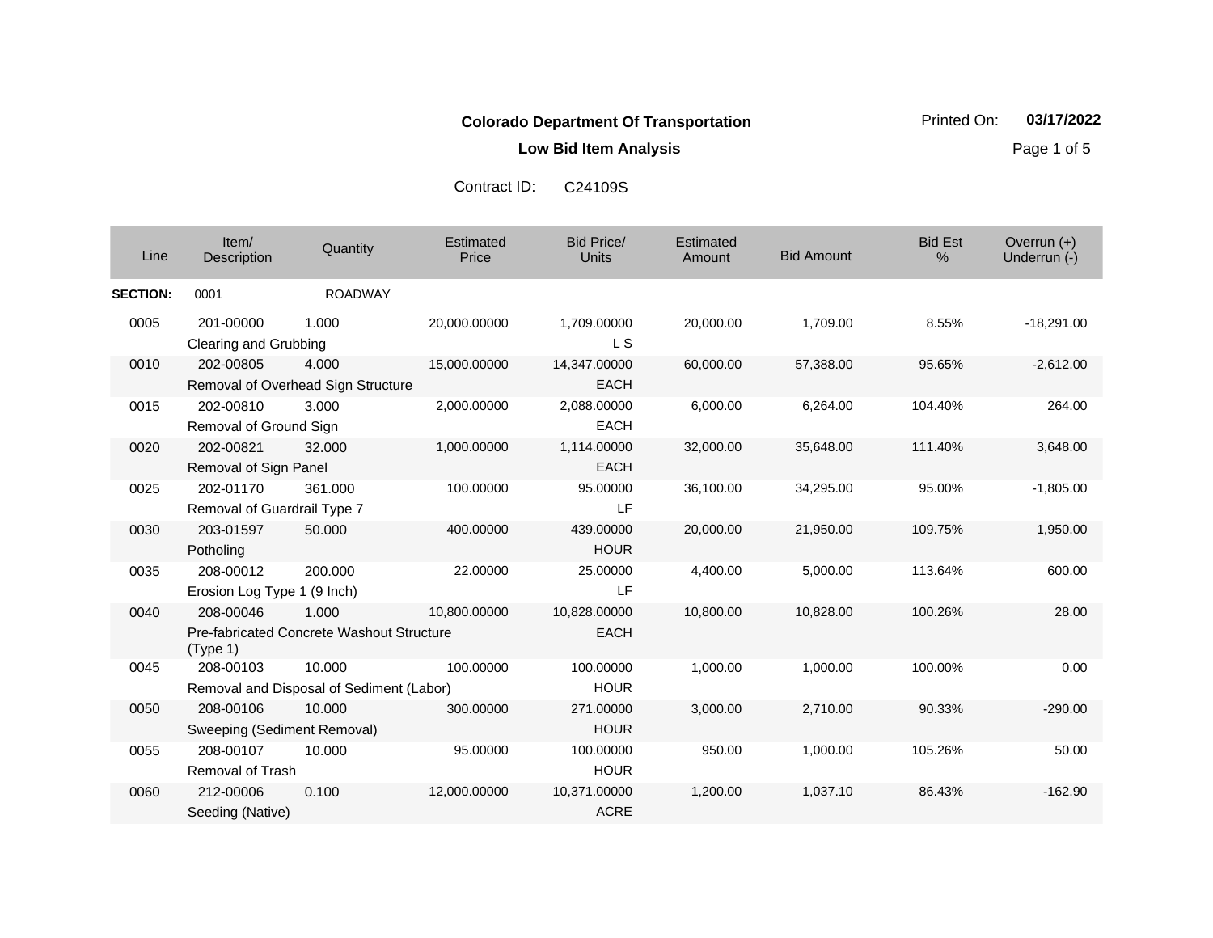**Colorado Department Of Transportation**

**Low Bid Item Analysis**

Printed On: **03/17/2022**

Contract ID: C24109S

| Line | Item/ Description | Quantity | Estimated Price | Bid Price/ Units | Estimated Amount | Bid Amount | Bid Est % | Overrun (+) Underrun (-) |
|---|---|---|---|---|---|---|---|---|
| **SECTION:** | 0001 | ROADWAY | | | | | | |
| 0005 | 201-00000 Clearing and Grubbing | 1.000 | 20,000.00000 | 1,709.00000 L S | 20,000.00 | 1,709.00 | 8.55% | -18,291.00 |
| 0010 | 202-00805 Removal of Overhead Sign Structure | 4.000 | 15,000.00000 | 14,347.00000 EACH | 60,000.00 | 57,388.00 | 95.65% | -2,612.00 |
| 0015 | 202-00810 Removal of Ground Sign | 3.000 | 2,000.00000 | 2,088.00000 EACH | 6,000.00 | 6,264.00 | 104.40% | 264.00 |
| 0020 | 202-00821 Removal of Sign Panel | 32.000 | 1,000.00000 | 1,114.00000 EACH | 32,000.00 | 35,648.00 | 111.40% | 3,648.00 |
| 0025 | 202-01170 Removal of Guardrail Type 7 | 361.000 | 100.00000 | 95.00000 LF | 36,100.00 | 34,295.00 | 95.00% | -1,805.00 |
| 0030 | 203-01597 Potholing | 50.000 | 400.00000 | 439.00000 HOUR | 20,000.00 | 21,950.00 | 109.75% | 1,950.00 |
| 0035 | 208-00012 Erosion Log Type 1 (9 Inch) | 200.000 | 22.00000 | 25.00000 LF | 4,400.00 | 5,000.00 | 113.64% | 600.00 |
| 0040 | 208-00046 Pre-fabricated Concrete Washout Structure (Type 1) | 1.000 | 10,800.00000 | 10,828.00000 EACH | 10,800.00 | 10,828.00 | 100.26% | 28.00 |
| 0045 | 208-00103 Removal and Disposal of Sediment (Labor) | 10.000 | 100.00000 | 100.00000 HOUR | 1,000.00 | 1,000.00 | 100.00% | 0.00 |
| 0050 | 208-00106 Sweeping (Sediment Removal) | 10.000 | 300.00000 | 271.00000 HOUR | 3,000.00 | 2,710.00 | 90.33% | -290.00 |
| 0055 | 208-00107 Removal of Trash | 10.000 | 95.00000 | 100.00000 HOUR | 950.00 | 1,000.00 | 105.26% | 50.00 |
| 0060 | 212-00006 Seeding (Native) | 0.100 | 12,000.00000 | 10,371.00000 ACRE | 1,200.00 | 1,037.10 | 86.43% | -162.90 |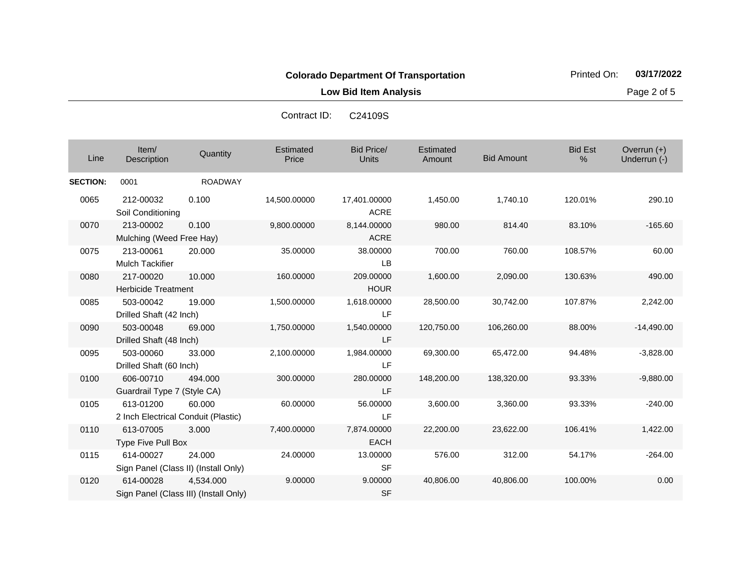**Colorado Department Of Transportation**

**Low Bid Item Analysis**

Printed On: **03/17/2022**

Contract ID: C24109S

| Line | Item/ Description | Quantity | Estimated Price | Bid Price/ Units | Estimated Amount | Bid Amount | Bid Est % | Overrun (+) Underrun (-) |
|---|---|---|---|---|---|---|---|---|
| **SECTION:** | 0001 | ROADWAY | | | | | | |
| 0065 | 212-00032 Soil Conditioning | 0.100 | 14,500.00000 | 17,401.00000 ACRE | 1,450.00 | 1,740.10 | 120.01% | 290.10 |
| 0070 | 213-00002 Mulching (Weed Free Hay) | 0.100 | 9,800.00000 | 8,144.00000 ACRE | 980.00 | 814.40 | 83.10% | -165.60 |
| 0075 | 213-00061 Mulch Tackifier | 20.000 | 35.00000 | 38.00000 LB | 700.00 | 760.00 | 108.57% | 60.00 |
| 0080 | 217-00020 Herbicide Treatment | 10.000 | 160.00000 | 209.00000 HOUR | 1,600.00 | 2,090.00 | 130.63% | 490.00 |
| 0085 | 503-00042 Drilled Shaft (42 Inch) | 19.000 | 1,500.00000 | 1,618.00000 LF | 28,500.00 | 30,742.00 | 107.87% | 2,242.00 |
| 0090 | 503-00048 Drilled Shaft (48 Inch) | 69.000 | 1,750.00000 | 1,540.00000 LF | 120,750.00 | 106,260.00 | 88.00% | -14,490.00 |
| 0095 | 503-00060 Drilled Shaft (60 Inch) | 33.000 | 2,100.00000 | 1,984.00000 LF | 69,300.00 | 65,472.00 | 94.48% | -3,828.00 |
| 0100 | 606-00710 Guardrail Type 7 (Style CA) | 494.000 | 300.00000 | 280.00000 LF | 148,200.00 | 138,320.00 | 93.33% | -9,880.00 |
| 0105 | 613-01200 2 Inch Electrical Conduit (Plastic) | 60.000 | 60.00000 | 56.00000 LF | 3,600.00 | 3,360.00 | 93.33% | -240.00 |
| 0110 | 613-07005 Type Five Pull Box | 3.000 | 7,400.00000 | 7,874.00000 EACH | 22,200.00 | 23,622.00 | 106.41% | 1,422.00 |
| 0115 | 614-00027 Sign Panel (Class II) (Install Only) | 24.000 | 24.00000 | 13.00000 SF | 576.00 | 312.00 | 54.17% | -264.00 |
| 0120 | 614-00028 Sign Panel (Class III) (Install Only) | 4,534.000 | 9.00000 | 9.00000 SF | 40,806.00 | 40,806.00 | 100.00% | 0.00 |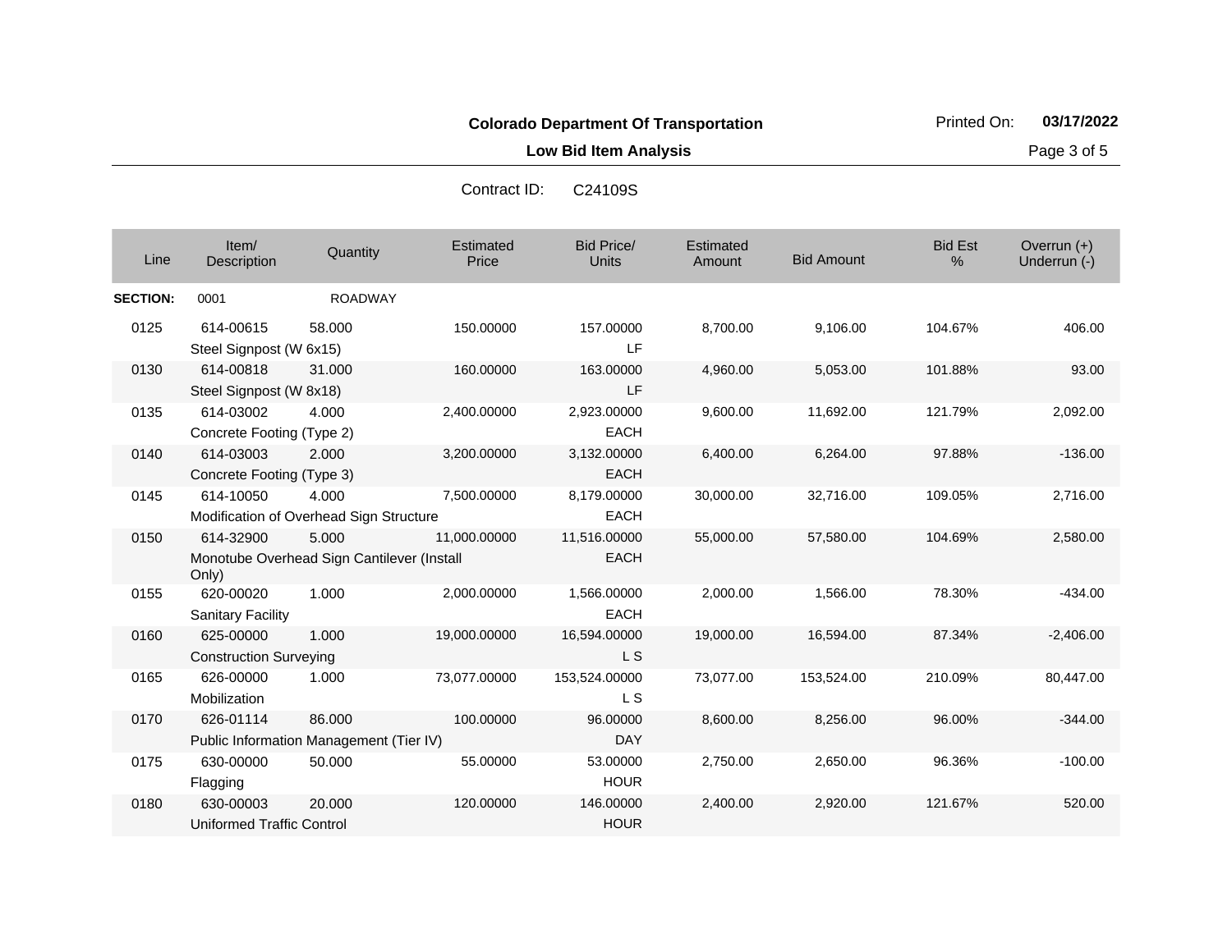**Colorado Department Of Transportation**

**Low Bid Item Analysis**

Printed On: **03/17/2022**

Contract ID: C24109S

| Line | Item/ Description | Quantity | Estimated Price | Bid Price/ Units | Estimated Amount | Bid Amount | Bid Est % | Overrun (+) Underrun (-) |
|---|---|---|---|---|---|---|---|---|
| **SECTION:** | 0001 | ROADWAY | | | | | | |
| 0125 | 614-00615 Steel Signpost (W 6x15) | 58.000 | 150.00000 | 157.00000 LF | 8,700.00 | 9,106.00 | 104.67% | 406.00 |
| 0130 | 614-00818 Steel Signpost (W 8x18) | 31.000 | 160.00000 | 163.00000 LF | 4,960.00 | 5,053.00 | 101.88% | 93.00 |
| 0135 | 614-03002 Concrete Footing (Type 2) | 4.000 | 2,400.00000 | 2,923.00000 EACH | 9,600.00 | 11,692.00 | 121.79% | 2,092.00 |
| 0140 | 614-03003 Concrete Footing (Type 3) | 2.000 | 3,200.00000 | 3,132.00000 EACH | 6,400.00 | 6,264.00 | 97.88% | -136.00 |
| 0145 | 614-10050 Modification of Overhead Sign Structure | 4.000 | 7,500.00000 | 8,179.00000 EACH | 30,000.00 | 32,716.00 | 109.05% | 2,716.00 |
| 0150 | 614-32900 Monotube Overhead Sign Cantilever (Install Only) | 5.000 | 11,000.00000 | 11,516.00000 EACH | 55,000.00 | 57,580.00 | 104.69% | 2,580.00 |
| 0155 | 620-00020 Sanitary Facility | 1.000 | 2,000.00000 | 1,566.00000 EACH | 2,000.00 | 1,566.00 | 78.30% | -434.00 |
| 0160 | 625-00000 Construction Surveying | 1.000 | 19,000.00000 | 16,594.00000 L S | 19,000.00 | 16,594.00 | 87.34% | -2,406.00 |
| 0165 | 626-00000 Mobilization | 1.000 | 73,077.00000 | 153,524.00000 L S | 73,077.00 | 153,524.00 | 210.09% | 80,447.00 |
| 0170 | 626-01114 Public Information Management (Tier IV) | 86.000 | 100.00000 | 96.00000 DAY | 8,600.00 | 8,256.00 | 96.00% | -344.00 |
| 0175 | 630-00000 Flagging | 50.000 | 55.00000 | 53.00000 HOUR | 2,750.00 | 2,650.00 | 96.36% | -100.00 |
| 0180 | 630-00003 Uniformed Traffic Control | 20.000 | 120.00000 | 146.00000 HOUR | 2,400.00 | 2,920.00 | 121.67% | 520.00 |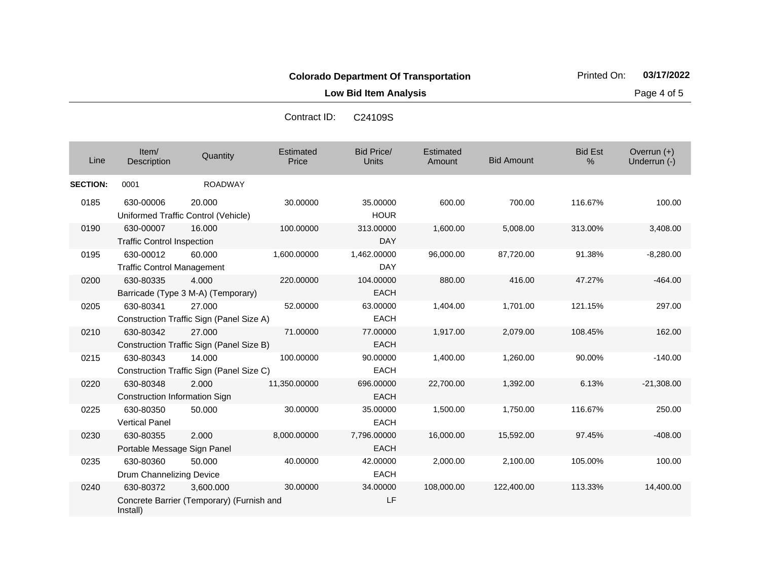**Colorado Department Of Transportation**

**Low Bid Item Analysis**

Printed On: **03/17/2022**

Contract ID: C24109S

| Line | Item/ Description | Quantity | Estimated Price | Bid Price/ Units | Estimated Amount | Bid Amount | Bid Est % | Overrun (+) Underrun (-) |
|---|---|---|---|---|---|---|---|---|
| **SECTION:** | 0001 | ROADWAY | | | | | | |
| 0185 | 630-00006 Uniformed Traffic Control (Vehicle) | 20.000 | 30.00000 | 35.00000 HOUR | 600.00 | 700.00 | 116.67% | 100.00 |
| 0190 | 630-00007 Traffic Control Inspection | 16.000 | 100.00000 | 313.00000 DAY | 1,600.00 | 5,008.00 | 313.00% | 3,408.00 |
| 0195 | 630-00012 Traffic Control Management | 60.000 | 1,600.00000 | 1,462.00000 DAY | 96,000.00 | 87,720.00 | 91.38% | -8,280.00 |
| 0200 | 630-80335 Barricade (Type 3 M-A) (Temporary) | 4.000 | 220.00000 | 104.00000 EACH | 880.00 | 416.00 | 47.27% | -464.00 |
| 0205 | 630-80341 Construction Traffic Sign (Panel Size A) | 27.000 | 52.00000 | 63.00000 EACH | 1,404.00 | 1,701.00 | 121.15% | 297.00 |
| 0210 | 630-80342 Construction Traffic Sign (Panel Size B) | 27.000 | 71.00000 | 77.00000 EACH | 1,917.00 | 2,079.00 | 108.45% | 162.00 |
| 0215 | 630-80343 Construction Traffic Sign (Panel Size C) | 14.000 | 100.00000 | 90.00000 EACH | 1,400.00 | 1,260.00 | 90.00% | -140.00 |
| 0220 | 630-80348 Construction Information Sign | 2.000 | 11,350.00000 | 696.00000 EACH | 22,700.00 | 1,392.00 | 6.13% | -21,308.00 |
| 0225 | 630-80350 Vertical Panel | 50.000 | 30.00000 | 35.00000 EACH | 1,500.00 | 1,750.00 | 116.67% | 250.00 |
| 0230 | 630-80355 Portable Message Sign Panel | 2.000 | 8,000.00000 | 7,796.00000 EACH | 16,000.00 | 15,592.00 | 97.45% | -408.00 |
| 0235 | 630-80360 Drum Channelizing Device | 50.000 | 40.00000 | 42.00000 EACH | 2,000.00 | 2,100.00 | 105.00% | 100.00 |
| 0240 | 630-80372 Concrete Barrier (Temporary) (Furnish and Install) | 3,600.000 | 30.00000 | 34.00000 LF | 108,000.00 | 122,400.00 | 113.33% | 14,400.00 |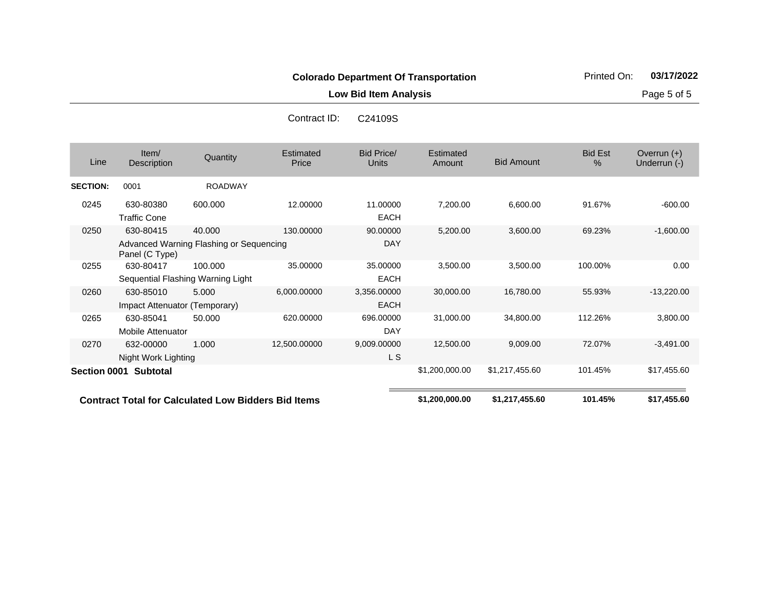**Colorado Department Of Transportation**

**Low Bid Item Analysis**

Printed On: **03/17/2022**

Contract ID: C24109S

| Line | Item/ Description | Quantity | Estimated Price | Bid Price/ Units | Estimated Amount | Bid Amount | Bid Est % | Overrun (+) Underrun (-) |
|---|---|---|---|---|---|---|---|---|
| **SECTION:** | 0001 | ROADWAY | | | | | | |
| 0245 | 630-80380 Traffic Cone | 600.000 | 12.00000 | 11.00000 EACH | 7,200.00 | 6,600.00 | 91.67% | -600.00 |
| 0250 | 630-80415 Advanced Warning Flashing or Sequencing Panel (C Type) | 40.000 | 130.00000 | 90.00000 DAY | 5,200.00 | 3,600.00 | 69.23% | -1,600.00 |
| 0255 | 630-80417 Sequential Flashing Warning Light | 100.000 | 35.00000 | 35.00000 EACH | 3,500.00 | 3,500.00 | 100.00% | 0.00 |
| 0260 | 630-85010 Impact Attenuator (Temporary) | 5.000 | 6,000.00000 | 3,356.00000 EACH | 30,000.00 | 16,780.00 | 55.93% | -13,220.00 |
| 0265 | 630-85041 Mobile Attenuator | 50.000 | 620.00000 | 696.00000 DAY | 31,000.00 | 34,800.00 | 112.26% | 3,800.00 |
| 0270 | 632-00000 Night Work Lighting | 1.000 | 12,500.00000 | 9,009.00000 L S | 12,500.00 | 9,009.00 | 72.07% | -3,491.00 |
| **Section 0001 Subtotal** | | | | | $1,200,000.00 | $1,217,455.60 | 101.45% | $17,455.60 |
| **Contract Total for Calculated Low Bidders Bid Items** | | | | | **$1,200,000.00** | **$1,217,455.60** | **101.45%** | **$17,455.60** |